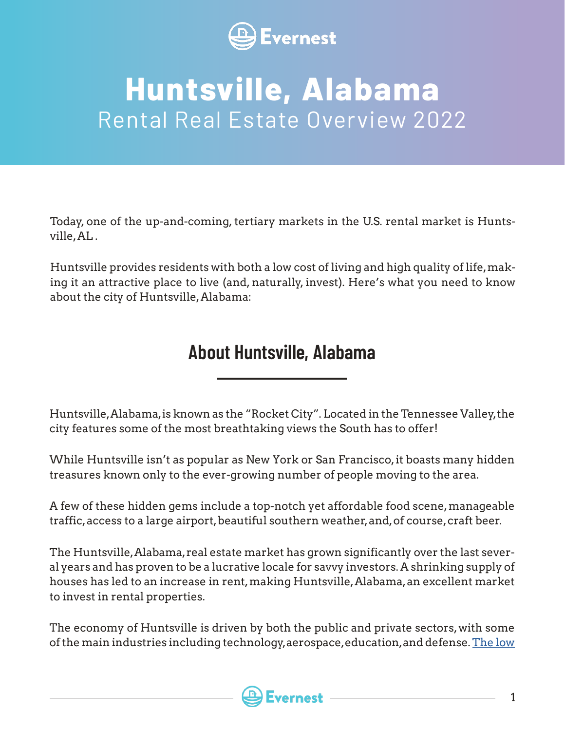Evernest

# Huntsville, Alabama

Rental Real Estate Overview 2022

Today, one of the up-and-coming, tertiary markets in the U.S. rental market is Huntsville, AL .

Huntsville provides residents with both a low cost of living and high quality of life, making it an attractive place to live (and, naturally, invest). Here's what you need to know about the city of Huntsville, Alabama:

## About Huntsville, Alabama

Huntsville, Alabama, is known as the "Rocket City". Located in the Tennessee Valley, the city features some of the most breathtaking views the South has to offer!

While Huntsville isn't as popular as New York or San Francisco, it boasts many hidden treasures known only to the ever-growing number of people moving to the area.

A few of these hidden gems include a top-notch yet affordable food scene, manageable traffic, access to a large airport, beautiful southern weather, and, of course, craft beer.

The Huntsville, Alabama, real estate market has grown significantly over the last several years and has proven to be a lucrative locale for savvy investors. A shrinking supply of houses has led to an increase in rent, making Huntsville, Alabama, an excellent market to invest in rental properties.

The economy of Huntsville is driven by both the public and private sectors, with some of the main industries including technology, aerospace, education, and defense. The low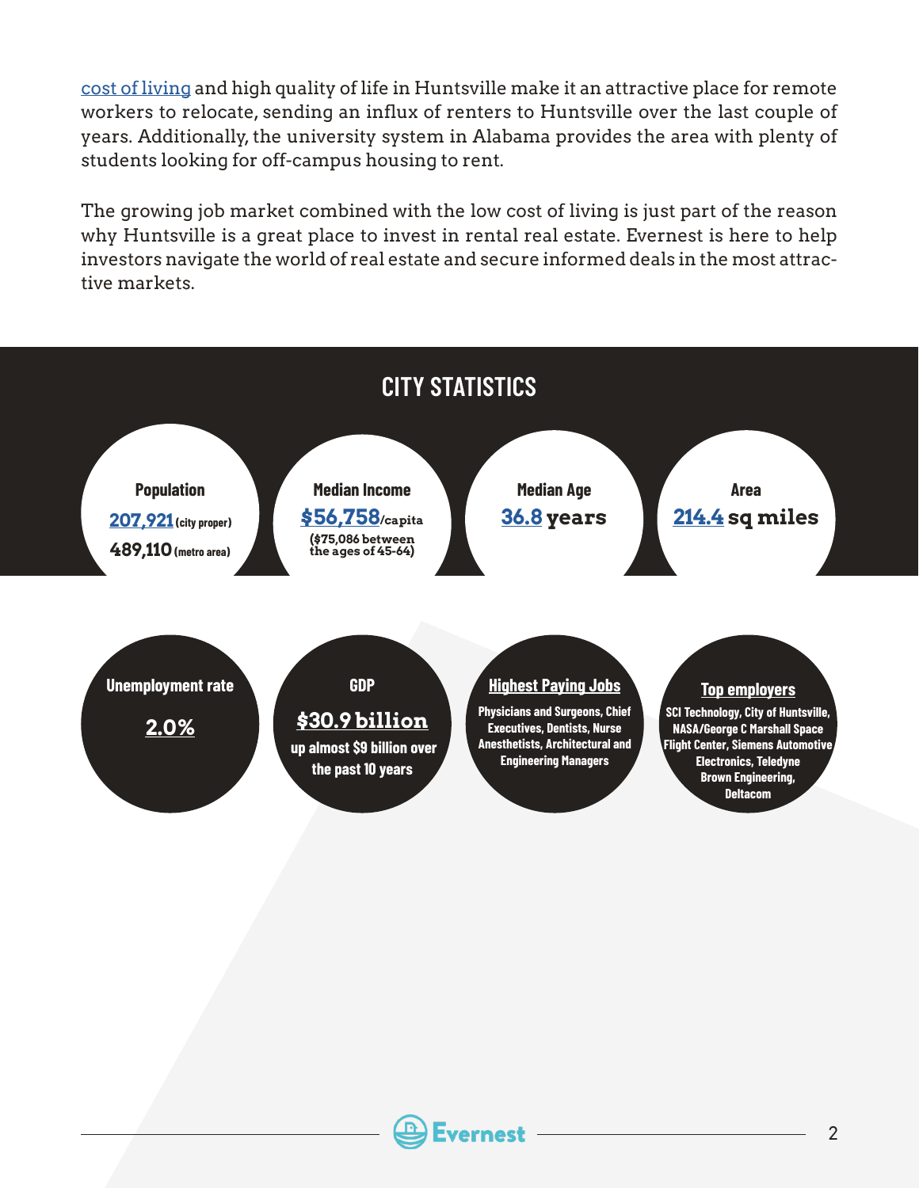cost of living and high quality of life in Huntsville make it an attractive place for remote workers to relocate, sending an influx of renters to Huntsville over the last couple of years. Additionally, the university system in Alabama provides the area with plenty of students looking for off-campus housing to rent.

The growing job market combined with the low cost of living is just part of the reason why Huntsville is a great place to invest in rental real estate. Evernest is here to help investors navigate the world of real estate and secure informed deals in the most attractive markets.

## CITY STATISTICS

**Population**
207,921 (city proper)
489,110 (metro area)

**Median Income**
$56,758/capita
($75,086 between the ages of 45-64)

**Median Age**
36.8 years

**Area**
214.4 sq miles

**Unemployment rate**
2.0%

**GDP**
$30.9 billion
up almost $9 billion over the past 10 years

**Highest Paying Jobs**
Physicians and Surgeons, Chief Executives, Dentists, Nurse Anesthetists, Architectural and Engineering Managers

**Top employers**
SCI Technology, City of Huntsville, NASA/George C Marshall Space Flight Center, Siemens Automotive Electronics, Teledyne Brown Engineering, Deltacom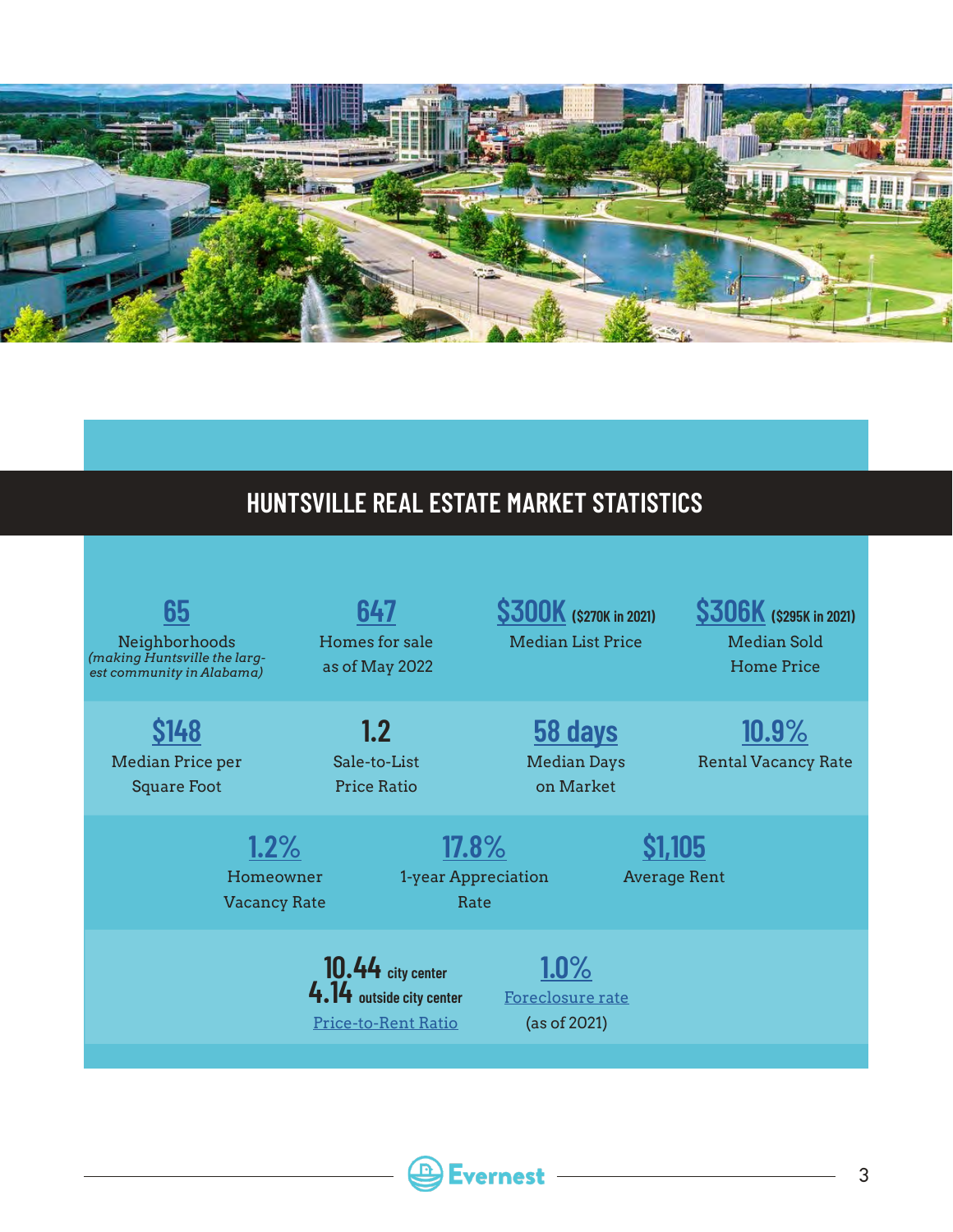## HUNTSVILLE REAL ESTATE MARKET STATISTICS

**65**
Neighborhoods
*(making Huntsville the largest community in Alabama)*

**647**
Homes for sale as of May 2022

**$300K** ($270K in 2021)
Median List Price

**$306K** ($295K in 2021)
Median Sold Home Price

**$148**
Median Price per Square Foot

**1.2**
Sale-to-List Price Ratio

**58 days**
Median Days on Market

**10.9%**
Rental Vacancy Rate

**1.2%**
Homeowner Vacancy Rate

**17.8%**
1-year Appreciation Rate

**$1,105**
Average Rent

**10.44** city center
**4.14** outside city center
Price-to-Rent Ratio

**1.0%**
Foreclosure rate
(as of 2021)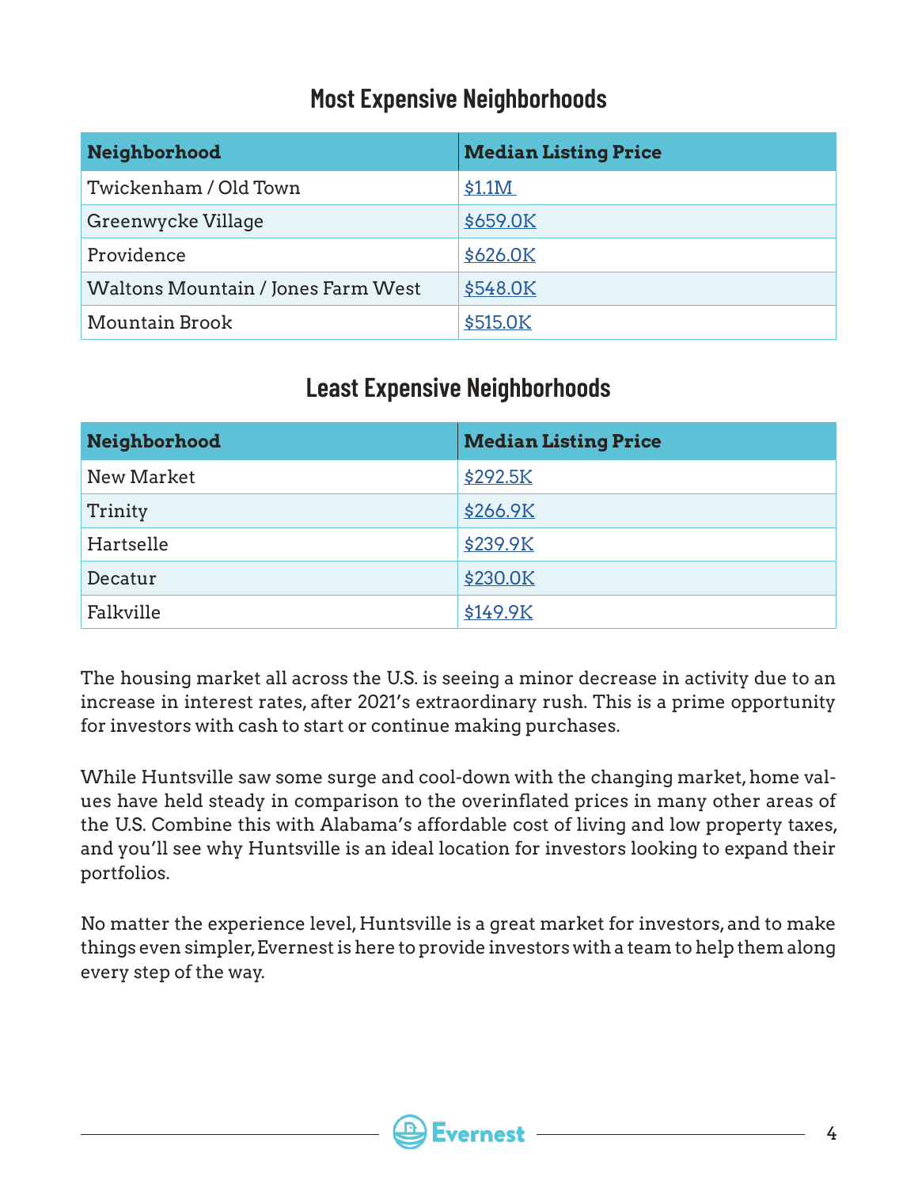## Most Expensive Neighborhoods

| Neighborhood | Median Listing Price |
|---|---|
| Twickenham / Old Town | $1.1M |
| Greenwycke Village | $659.0K |
| Providence | $626.0K |
| Waltons Mountain / Jones Farm West | $548.0K |
| Mountain Brook | $515.0K |

## Least Expensive Neighborhoods

| Neighborhood | Median Listing Price |
|---|---|
| New Market | $292.5K |
| Trinity | $266.9K |
| Hartselle | $239.9K |
| Decatur | $230.0K |
| Falkville | $149.9K |

The housing market all across the U.S. is seeing a minor decrease in activity due to an increase in interest rates, after 2021's extraordinary rush. This is a prime opportunity for investors with cash to start or continue making purchases.

While Huntsville saw some surge and cool-down with the changing market, home values have held steady in comparison to the overinflated prices in many other areas of the U.S. Combine this with Alabama's affordable cost of living and low property taxes, and you'll see why Huntsville is an ideal location for investors looking to expand their portfolios.

No matter the experience level, Huntsville is a great market for investors, and to make things even simpler, Evernest is here to provide investors with a team to help them along every step of the way.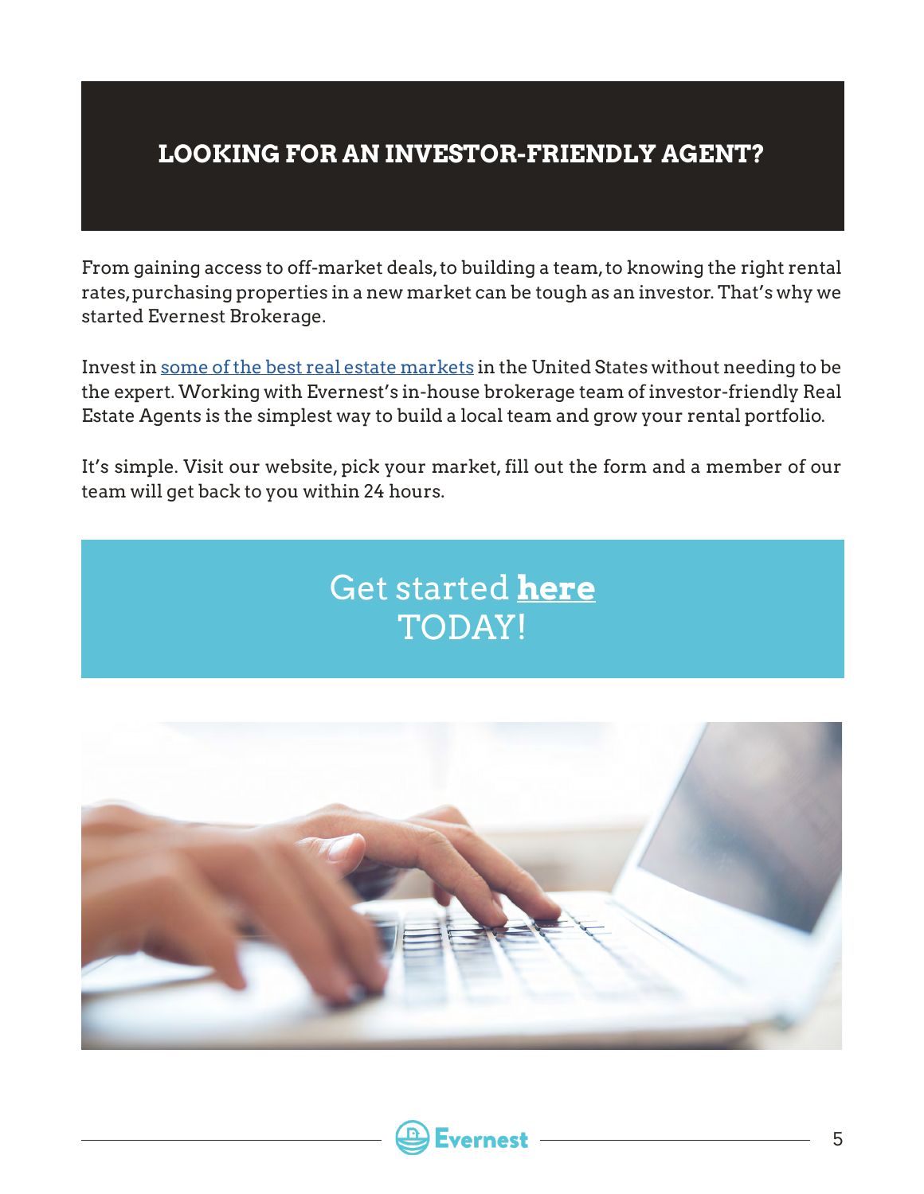## LOOKING FOR AN INVESTOR-FRIENDLY AGENT?

From gaining access to off-market deals, to building a team, to knowing the right rental rates, purchasing properties in a new market can be tough as an investor. That's why we started Evernest Brokerage.

Invest in some of the best real estate markets in the United States without needing to be the expert. Working with Evernest's in-house brokerage team of investor-friendly Real Estate Agents is the simplest way to build a local team and grow your rental portfolio.

It's simple. Visit our website, pick your market, fill out the form and a member of our team will get back to you within 24 hours.

Get started **here**
TODAY!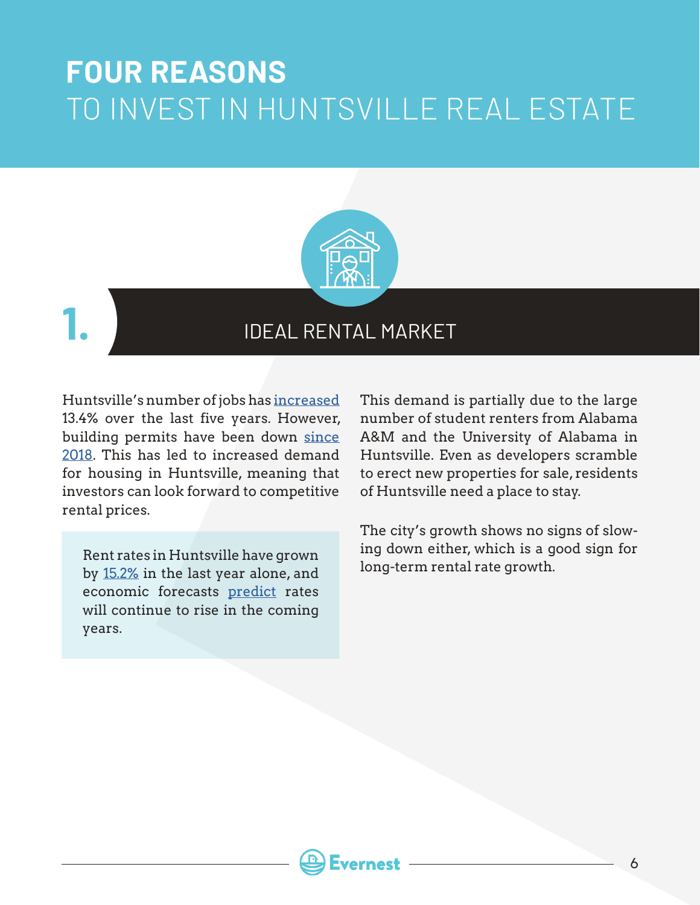# FOUR REASONS TO INVEST IN HUNTSVILLE REAL ESTATE

## 1. IDEAL RENTAL MARKET

Huntsville's number of jobs has increased 13.4% over the last five years. However, building permits have been down since 2018. This has led to increased demand for housing in Huntsville, meaning that investors can look forward to competitive rental prices.

> Rent rates in Huntsville have grown by 15.2% in the last year alone, and economic forecasts predict rates will continue to rise in the coming years.

This demand is partially due to the large number of student renters from Alabama A&M and the University of Alabama in Huntsville. Even as developers scramble to erect new properties for sale, residents of Huntsville need a place to stay.

The city's growth shows no signs of slowing down either, which is a good sign for long-term rental rate growth.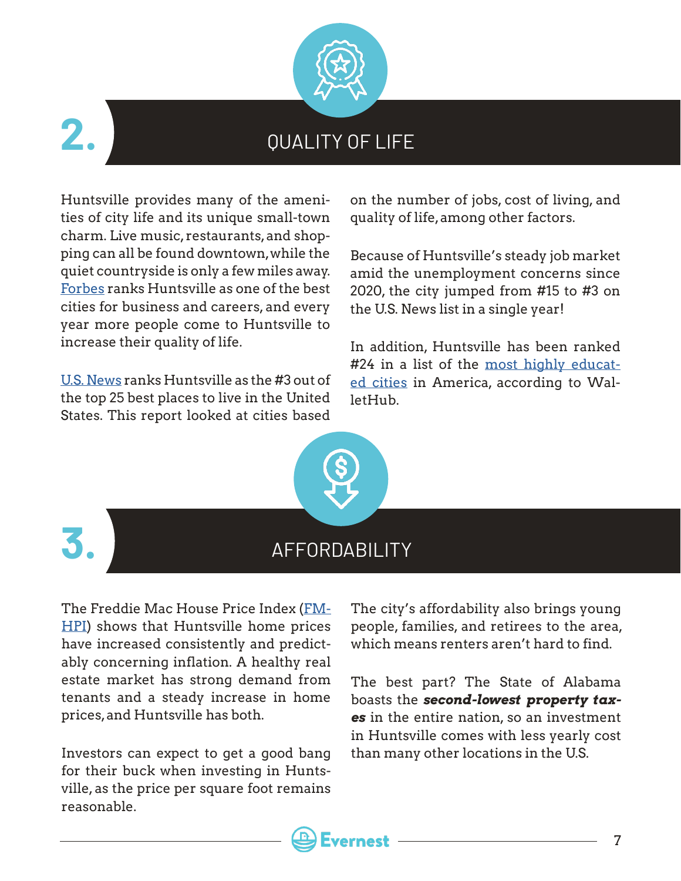## 2. QUALITY OF LIFE

Huntsville provides many of the amenities of city life and its unique small-town charm. Live music, restaurants, and shopping can all be found downtown, while the quiet countryside is only a few miles away. Forbes ranks Huntsville as one of the best cities for business and careers, and every year more people come to Huntsville to increase their quality of life.

U.S. News ranks Huntsville as the #3 out of the top 25 best places to live in the United States. This report looked at cities based on the number of jobs, cost of living, and quality of life, among other factors.

Because of Huntsville's steady job market amid the unemployment concerns since 2020, the city jumped from #15 to #3 on the U.S. News list in a single year!

In addition, Huntsville has been ranked #24 in a list of the most highly educated cities in America, according to WalletHub.

## 3. AFFORDABILITY

The Freddie Mac House Price Index (FMHPI) shows that Huntsville home prices have increased consistently and predictably concerning inflation. A healthy real estate market has strong demand from tenants and a steady increase in home prices, and Huntsville has both.

Investors can expect to get a good bang for their buck when investing in Huntsville, as the price per square foot remains reasonable.

The city's affordability also brings young people, families, and retirees to the area, which means renters aren't hard to find.

The best part? The State of Alabama boasts the ***second-lowest property taxes*** in the entire nation, so an investment in Huntsville comes with less yearly cost than many other locations in the U.S.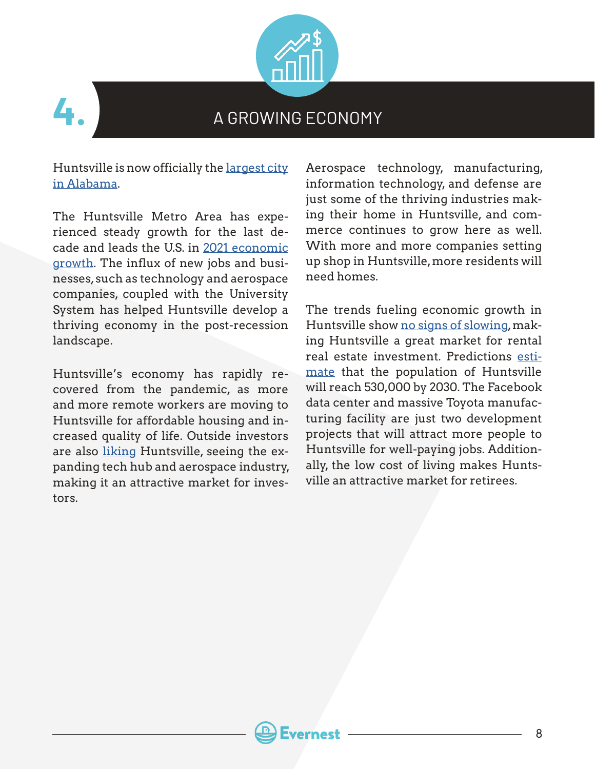## 4. A GROWING ECONOMY

Huntsville is now officially the largest city in Alabama.

The Huntsville Metro Area has experienced steady growth for the last decade and leads the U.S. in 2021 economic growth. The influx of new jobs and businesses, such as technology and aerospace companies, coupled with the University System has helped Huntsville develop a thriving economy in the post-recession landscape.

Huntsville's economy has rapidly recovered from the pandemic, as more and more remote workers are moving to Huntsville for affordable housing and increased quality of life. Outside investors are also liking Huntsville, seeing the expanding tech hub and aerospace industry, making it an attractive market for investors.

Aerospace technology, manufacturing, information technology, and defense are just some of the thriving industries making their home in Huntsville, and commerce continues to grow here as well. With more and more companies setting up shop in Huntsville, more residents will need homes.

The trends fueling economic growth in Huntsville show no signs of slowing, making Huntsville a great market for rental real estate investment. Predictions estimate that the population of Huntsville will reach 530,000 by 2030. The Facebook data center and massive Toyota manufacturing facility are just two development projects that will attract more people to Huntsville for well-paying jobs. Additionally, the low cost of living makes Huntsville an attractive market for retirees.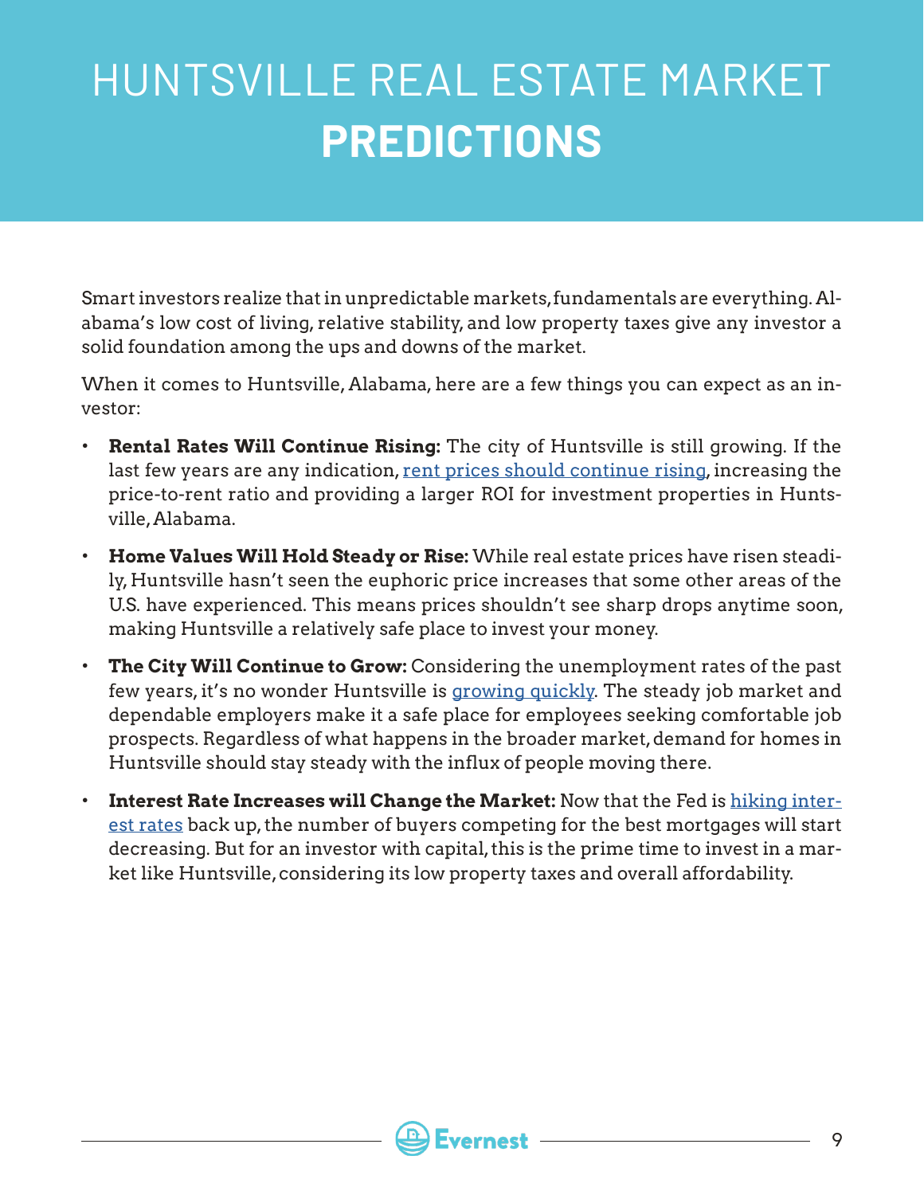# HUNTSVILLE REAL ESTATE MARKET **PREDICTIONS**

Smart investors realize that in unpredictable markets, fundamentals are everything. Alabama's low cost of living, relative stability, and low property taxes give any investor a solid foundation among the ups and downs of the market.

When it comes to Huntsville, Alabama, here are a few things you can expect as an investor:

- **Rental Rates Will Continue Rising:** The city of Huntsville is still growing. If the last few years are any indication, rent prices should continue rising, increasing the price-to-rent ratio and providing a larger ROI for investment properties in Huntsville, Alabama.
- **Home Values Will Hold Steady or Rise:** While real estate prices have risen steadily, Huntsville hasn't seen the euphoric price increases that some other areas of the U.S. have experienced. This means prices shouldn't see sharp drops anytime soon, making Huntsville a relatively safe place to invest your money.
- **The City Will Continue to Grow:** Considering the unemployment rates of the past few years, it's no wonder Huntsville is growing quickly. The steady job market and dependable employers make it a safe place for employees seeking comfortable job prospects. Regardless of what happens in the broader market, demand for homes in Huntsville should stay steady with the influx of people moving there.
- **Interest Rate Increases will Change the Market:** Now that the Fed is hiking interest rates back up, the number of buyers competing for the best mortgages will start decreasing. But for an investor with capital, this is the prime time to invest in a market like Huntsville, considering its low property taxes and overall affordability.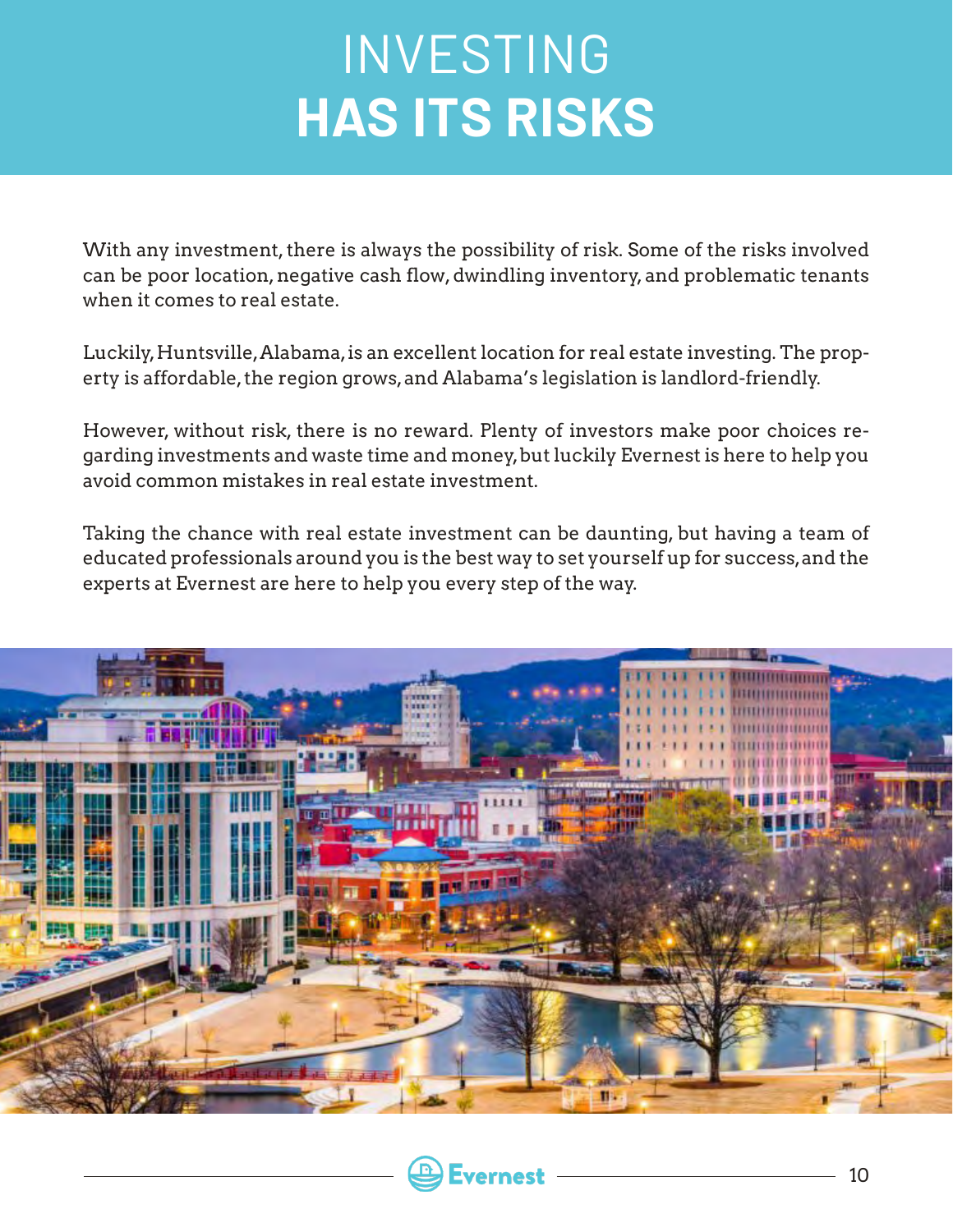# INVESTING HAS ITS RISKS

With any investment, there is always the possibility of risk. Some of the risks involved can be poor location, negative cash flow, dwindling inventory, and problematic tenants when it comes to real estate.

Luckily, Huntsville, Alabama, is an excellent location for real estate investing. The property is affordable, the region grows, and Alabama's legislation is landlord-friendly.

However, without risk, there is no reward. Plenty of investors make poor choices regarding investments and waste time and money, but luckily Evernest is here to help you avoid common mistakes in real estate investment.

Taking the chance with real estate investment can be daunting, but having a team of educated professionals around you is the best way to set yourself up for success, and the experts at Evernest are here to help you every step of the way.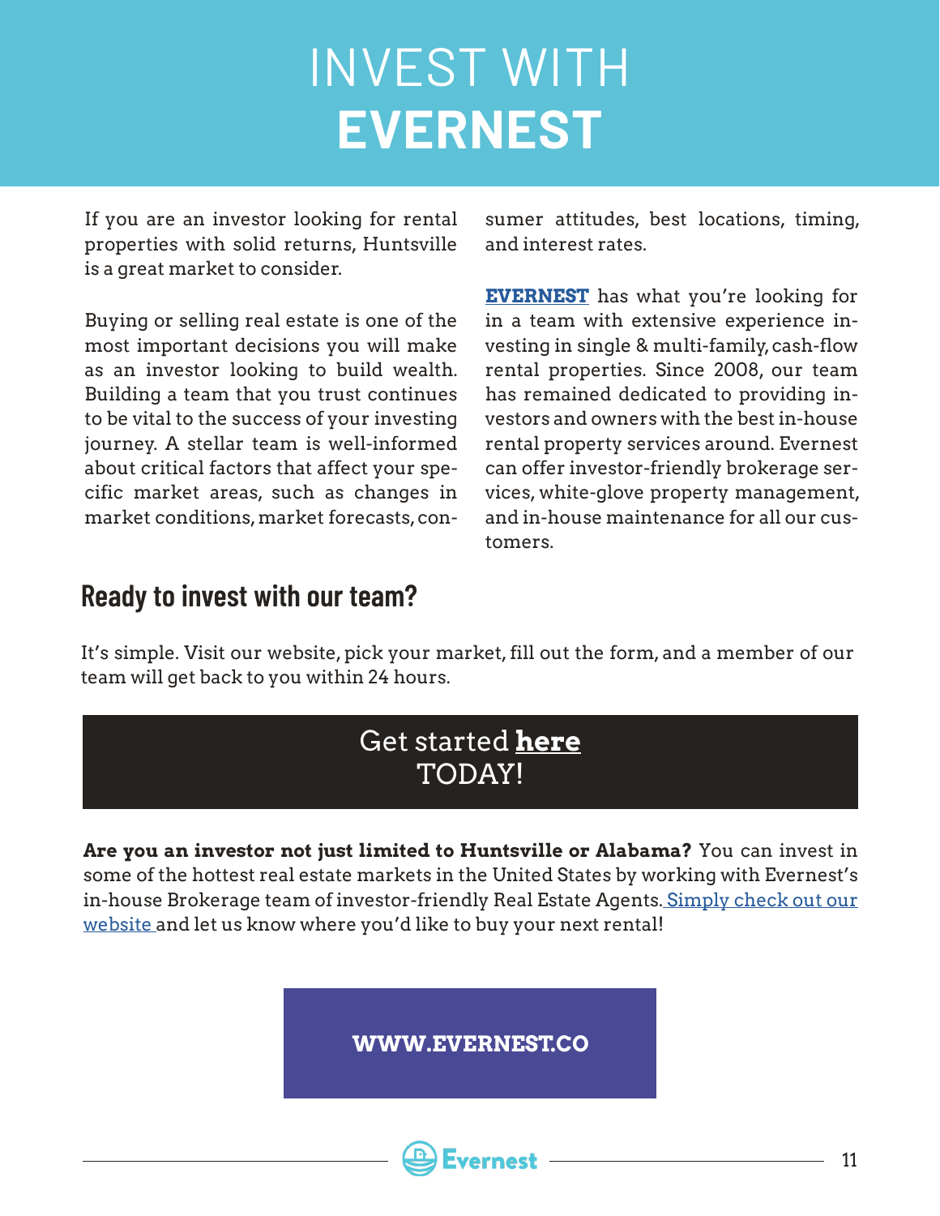# INVEST WITH **EVERNEST**

If you are an investor looking for rental properties with solid returns, Huntsville is a great market to consider.

Buying or selling real estate is one of the most important decisions you will make as an investor looking to build wealth. Building a team that you trust continues to be vital to the success of your investing journey. A stellar team is well-informed about critical factors that affect your specific market areas, such as changes in market conditions, market forecasts, consumer attitudes, best locations, timing, and interest rates.

**EVERNEST** has what you're looking for in a team with extensive experience investing in single & multi-family, cash-flow rental properties. Since 2008, our team has remained dedicated to providing investors and owners with the best in-house rental property services around. Evernest can offer investor-friendly brokerage services, white-glove property management, and in-house maintenance for all our customers.

## Ready to invest with our team?

It's simple. Visit our website, pick your market, fill out the form, and a member of our team will get back to you within 24 hours.

Get started **here**
TODAY!

**Are you an investor not just limited to Huntsville or Alabama?** You can invest in some of the hottest real estate markets in the United States by working with Evernest's in-house Brokerage team of investor-friendly Real Estate Agents. Simply check out our website and let us know where you'd like to buy your next rental!

**WWW.EVERNEST.CO**

Evernest